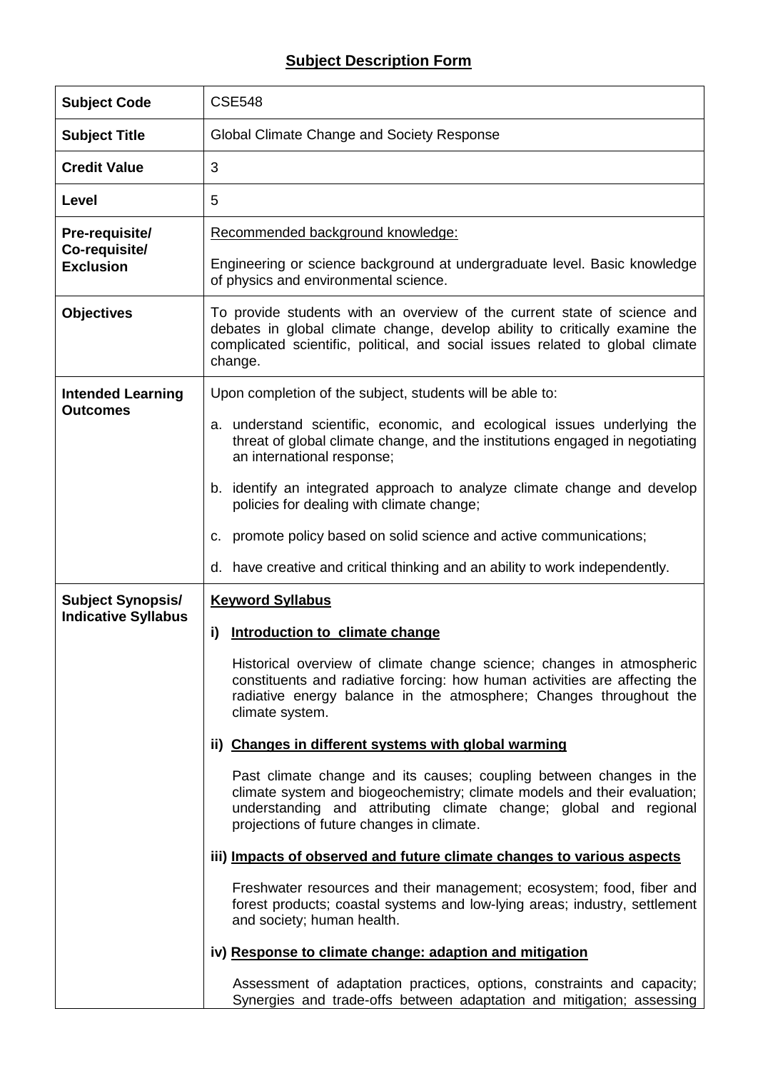## Subject Description Form

| | |
|---|---|
| **Subject Code** | CSE548 |
| **Subject Title** | Global Climate Change and Society Response |
| **Credit Value** | 3 |
| **Level** | 5 |
| **Pre-requisite/ Co-requisite/ Exclusion** | Recommended background knowledge:<br><br>Engineering or science background at undergraduate level. Basic knowledge of physics and environmental science. |
| **Objectives** | To provide students with an overview of the current state of science and debates in global climate change, develop ability to critically examine the complicated scientific, political, and social issues related to global climate change. |
| **Intended Learning Outcomes** | Upon completion of the subject, students will be able to:<br><br>a. understand scientific, economic, and ecological issues underlying the threat of global climate change, and the institutions engaged in negotiating an international response;<br><br>b. identify an integrated approach to analyze climate change and develop policies for dealing with climate change;<br><br>c. promote policy based on solid science and active communications;<br><br>d. have creative and critical thinking and an ability to work independently. |
| **Subject Synopsis/ Indicative Syllabus** | **Keyword Syllabus**<br><br>**i) Introduction to climate change**<br><br>Historical overview of climate change science; changes in atmospheric constituents and radiative forcing: how human activities are affecting the radiative energy balance in the atmosphere; Changes throughout the climate system.<br><br>**ii) Changes in different systems with global warming**<br><br>Past climate change and its causes; coupling between changes in the climate system and biogeochemistry; climate models and their evaluation; understanding and attributing climate change; global and regional projections of future changes in climate.<br><br>**iii) Impacts of observed and future climate changes to various aspects**<br><br>Freshwater resources and their management; ecosystem; food, fiber and forest products; coastal systems and low-lying areas; industry, settlement and society; human health.<br><br>**iv) Response to climate change: adaption and mitigation**<br><br>Assessment of adaptation practices, options, constraints and capacity; Synergies and trade-offs between adaptation and mitigation; assessing |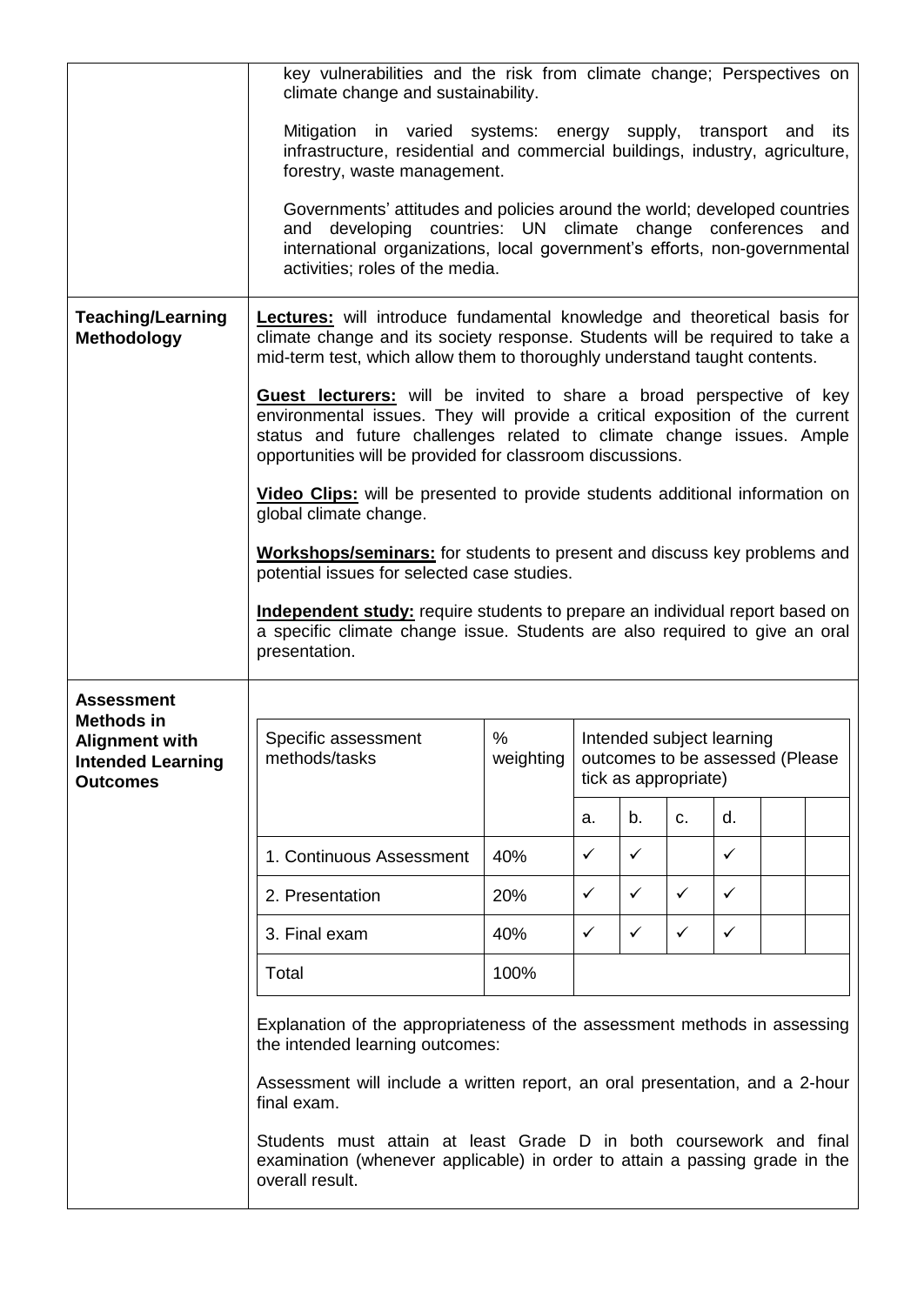| | |
|---|---|
| | key vulnerabilities and the risk from climate change; Perspectives on climate change and sustainability.<br><br>Mitigation in varied systems: energy supply, transport and its infrastructure, residential and commercial buildings, industry, agriculture, forestry, waste management.<br><br>Governments' attitudes and policies around the world; developed countries and developing countries: UN climate change conferences and international organizations, local government's efforts, non-governmental activities; roles of the media. |
| **Teaching/Learning Methodology** | **Lectures:** will introduce fundamental knowledge and theoretical basis for climate change and its society response. Students will be required to take a mid-term test, which allow them to thoroughly understand taught contents.<br><br>**Guest lecturers:** will be invited to share a broad perspective of key environmental issues. They will provide a critical exposition of the current status and future challenges related to climate change issues. Ample opportunities will be provided for classroom discussions.<br><br>**Video Clips:** will be presented to provide students additional information on global climate change.<br><br>**Workshops/seminars:** for students to present and discuss key problems and potential issues for selected case studies.<br><br>**Independent study:** require students to prepare an individual report based on a specific climate change issue. Students are also required to give an oral presentation. |
| **Assessment Methods in Alignment with Intended Learning Outcomes** | (see table below) |

| Specific assessment methods/tasks | % weighting | Intended subject learning outcomes to be assessed (Please tick as appropriate) | | | | | |
|---|---|---|---|---|---|---|---|
| | | a. | b. | c. | d. | | |
| 1. Continuous Assessment | 40% | ✓ | ✓ | | ✓ | | |
| 2. Presentation | 20% | ✓ | ✓ | ✓ | ✓ | | |
| 3. Final exam | 40% | ✓ | ✓ | ✓ | ✓ | | |
| Total | 100% | | | | | | |

Explanation of the appropriateness of the assessment methods in assessing the intended learning outcomes:

Assessment will include a written report, an oral presentation, and a 2-hour final exam.

Students must attain at least Grade D in both coursework and final examination (whenever applicable) in order to attain a passing grade in the overall result.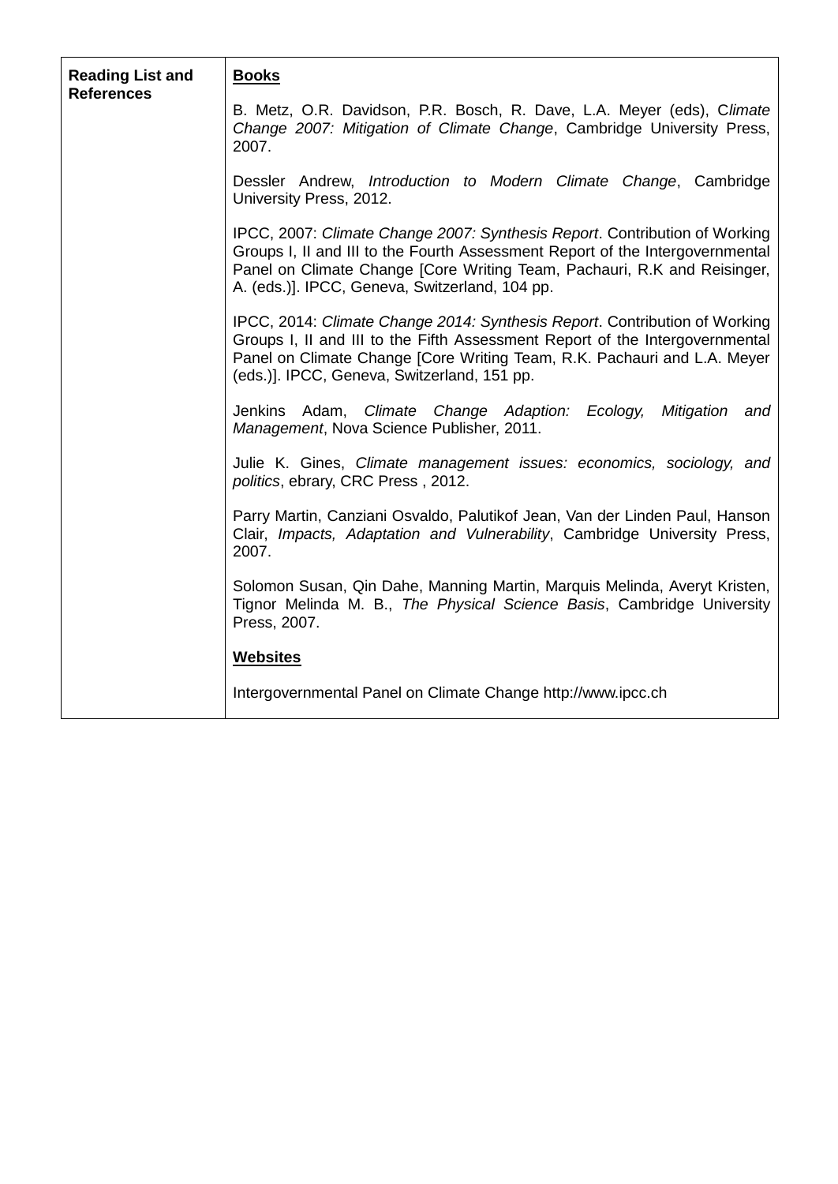| | |
|---|---|
| **Reading List and References** | **<u>Books</u>**<br><br>B. Metz, O.R. Davidson, P.R. Bosch, R. Dave, L.A. Meyer (eds), C*limate Change 2007: Mitigation of Climate Change*, Cambridge University Press, 2007.<br><br>Dessler Andrew, *Introduction to Modern Climate Change*, Cambridge University Press, 2012.<br><br>IPCC, 2007: *Climate Change 2007: Synthesis Report*. Contribution of Working Groups I, II and III to the Fourth Assessment Report of the Intergovernmental Panel on Climate Change [Core Writing Team, Pachauri, R.K and Reisinger, A. (eds.)]. IPCC, Geneva, Switzerland, 104 pp.<br><br>IPCC, 2014: *Climate Change 2014: Synthesis Report*. Contribution of Working Groups I, II and III to the Fifth Assessment Report of the Intergovernmental Panel on Climate Change [Core Writing Team, R.K. Pachauri and L.A. Meyer (eds.)]. IPCC, Geneva, Switzerland, 151 pp.<br><br>Jenkins Adam, *Climate Change Adaption: Ecology, Mitigation and Management*, Nova Science Publisher, 2011.<br><br>Julie K. Gines, *Climate management issues: economics, sociology, and politics*, ebrary, CRC Press , 2012.<br><br>Parry Martin, Canziani Osvaldo, Palutikof Jean, Van der Linden Paul, Hanson Clair, *Impacts, Adaptation and Vulnerability*, Cambridge University Press, 2007.<br><br>Solomon Susan, Qin Dahe, Manning Martin, Marquis Melinda, Averyt Kristen, Tignor Melinda M. B., *The Physical Science Basis*, Cambridge University Press, 2007.<br><br>**<u>Websites</u>**<br><br>Intergovernmental Panel on Climate Change http://www.ipcc.ch |